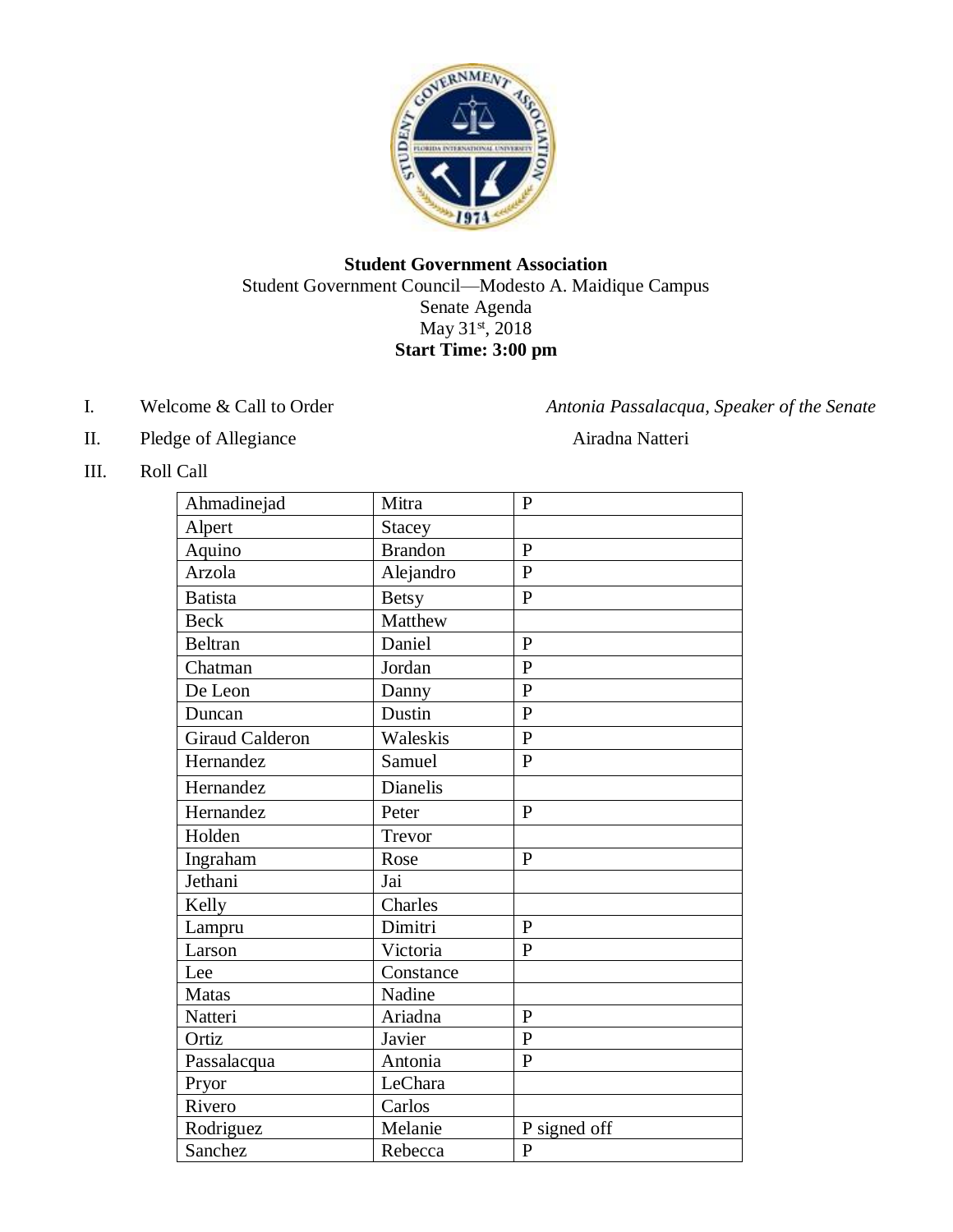**Student Government Association**

Student Government Council—Modesto A. Maidique Campus

Senate Agenda

May 31st, 2018

**Start Time: 3:00 pm**

I. Welcome & Call to Order — *Antonia Passalacqua, Speaker of the Senate*

II. Pledge of Allegiance — Airadna Natteri

III. Roll Call

| | | |
|---|---|---|
| Ahmadinejad | Mitra | P |
| Alpert | Stacey | |
| Aquino | Brandon | P |
| Arzola | Alejandro | P |
| Batista | Betsy | P |
| Beck | Matthew | |
| Beltran | Daniel | P |
| Chatman | Jordan | P |
| De Leon | Danny | P |
| Duncan | Dustin | P |
| Giraud Calderon | Waleskis | P |
| Hernandez | Samuel | P |
| Hernandez | Dianelis | |
| Hernandez | Peter | P |
| Holden | Trevor | |
| Ingraham | Rose | P |
| Jethani | Jai | |
| Kelly | Charles | |
| Lampru | Dimitri | P |
| Larson | Victoria | P |
| Lee | Constance | |
| Matas | Nadine | |
| Natteri | Ariadna | P |
| Ortiz | Javier | P |
| Passalacqua | Antonia | P |
| Pryor | LeChara | |
| Rivero | Carlos | |
| Rodriguez | Melanie | P signed off |
| Sanchez | Rebecca | P |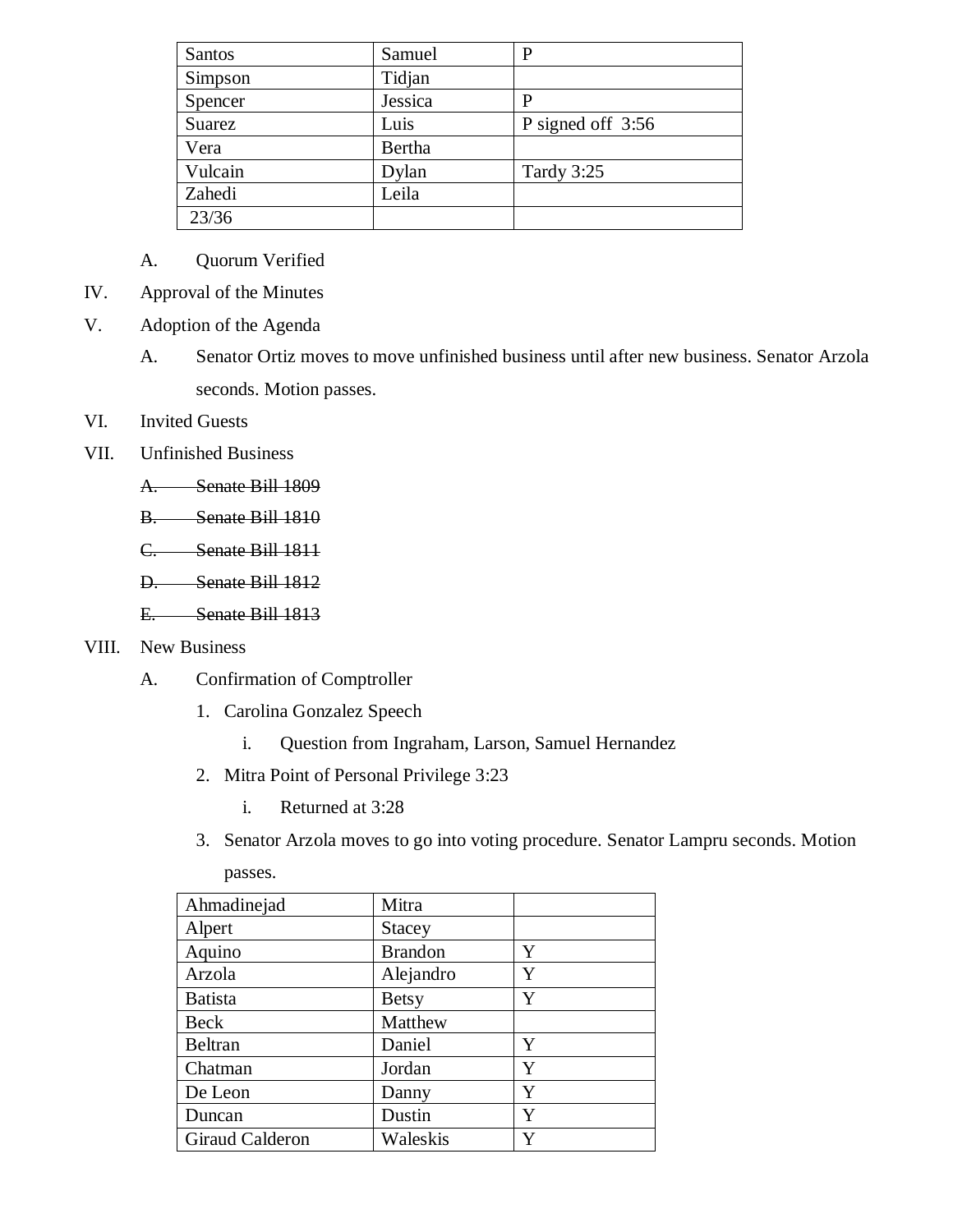| Santos | Samuel | P |
|---|---|---|
| Simpson | Tidjan | |
| Spencer | Jessica | P |
| Suarez | Luis | P signed off 3:56 |
| Vera | Bertha | |
| Vulcain | Dylan | Tardy 3:25 |
| Zahedi | Leila | |
| 23/36 | | |

A. Quorum Verified

IV. Approval of the Minutes

V. Adoption of the Agenda

A. Senator Ortiz moves to move unfinished business until after new business. Senator Arzola seconds. Motion passes.

VI. Invited Guests

VII. Unfinished Business

~~A. Senate Bill 1809~~

~~B. Senate Bill 1810~~

~~C. Senate Bill 1811~~

~~D. Senate Bill 1812~~

~~E. Senate Bill 1813~~

VIII. New Business

A. Confirmation of Comptroller

1. Carolina Gonzalez Speech
   - i. Question from Ingraham, Larson, Samuel Hernandez
2. Mitra Point of Personal Privilege 3:23
   - i. Returned at 3:28
3. Senator Arzola moves to go into voting procedure. Senator Lampru seconds. Motion passes.

| Ahmadinejad | Mitra | |
|---|---|---|
| Alpert | Stacey | |
| Aquino | Brandon | Y |
| Arzola | Alejandro | Y |
| Batista | Betsy | Y |
| Beck | Matthew | |
| Beltran | Daniel | Y |
| Chatman | Jordan | Y |
| De Leon | Danny | Y |
| Duncan | Dustin | Y |
| Giraud Calderon | Waleskis | Y |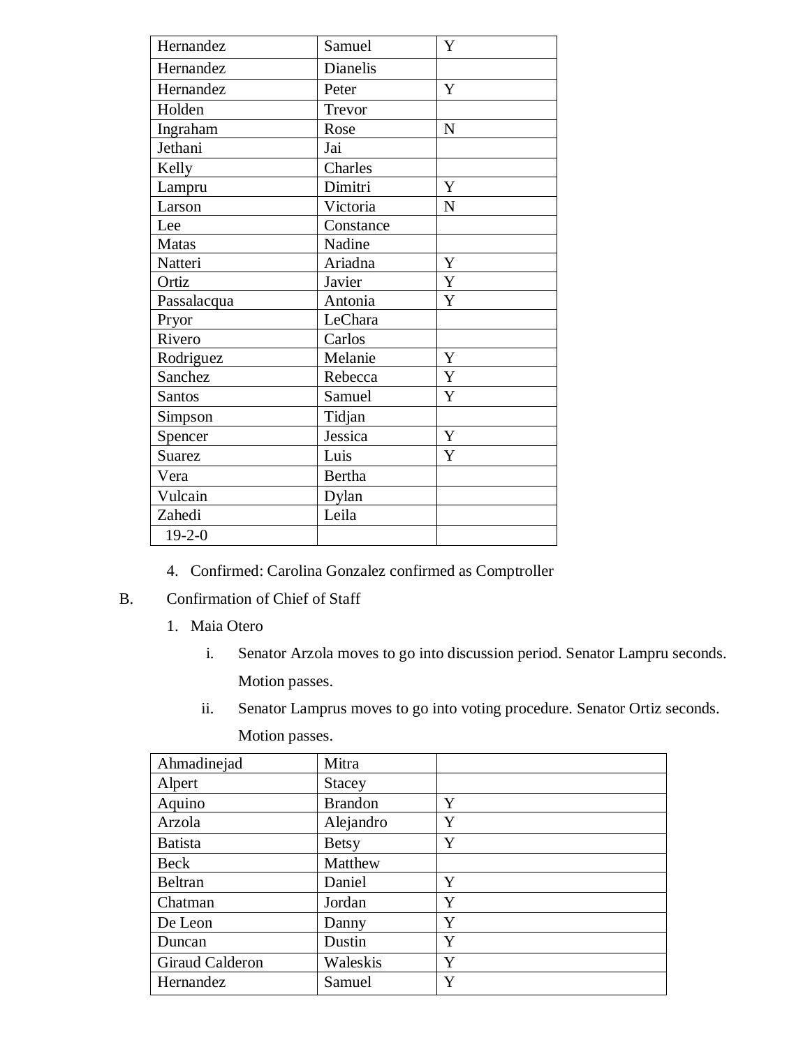| | | |
|---|---|---|
| Hernandez | Samuel | Y |
| Hernandez | Dianelis | |
| Hernandez | Peter | Y |
| Holden | Trevor | |
| Ingraham | Rose | N |
| Jethani | Jai | |
| Kelly | Charles | |
| Lampru | Dimitri | Y |
| Larson | Victoria | N |
| Lee | Constance | |
| Matas | Nadine | |
| Natteri | Ariadna | Y |
| Ortiz | Javier | Y |
| Passalacqua | Antonia | Y |
| Pryor | LeChara | |
| Rivero | Carlos | |
| Rodriguez | Melanie | Y |
| Sanchez | Rebecca | Y |
| Santos | Samuel | Y |
| Simpson | Tidjan | |
| Spencer | Jessica | Y |
| Suarez | Luis | Y |
| Vera | Bertha | |
| Vulcain | Dylan | |
| Zahedi | Leila | |
| 19-2-0 | | |

4. Confirmed: Carolina Gonzalez confirmed as Comptroller

B. Confirmation of Chief of Staff

1. Maia Otero

   i. Senator Arzola moves to go into discussion period. Senator Lampru seconds. Motion passes.

   ii. Senator Lamprus moves to go into voting procedure. Senator Ortiz seconds. Motion passes.

| | | |
|---|---|---|
| Ahmadinejad | Mitra | |
| Alpert | Stacey | |
| Aquino | Brandon | Y |
| Arzola | Alejandro | Y |
| Batista | Betsy | Y |
| Beck | Matthew | |
| Beltran | Daniel | Y |
| Chatman | Jordan | Y |
| De Leon | Danny | Y |
| Duncan | Dustin | Y |
| Giraud Calderon | Waleskis | Y |
| Hernandez | Samuel | Y |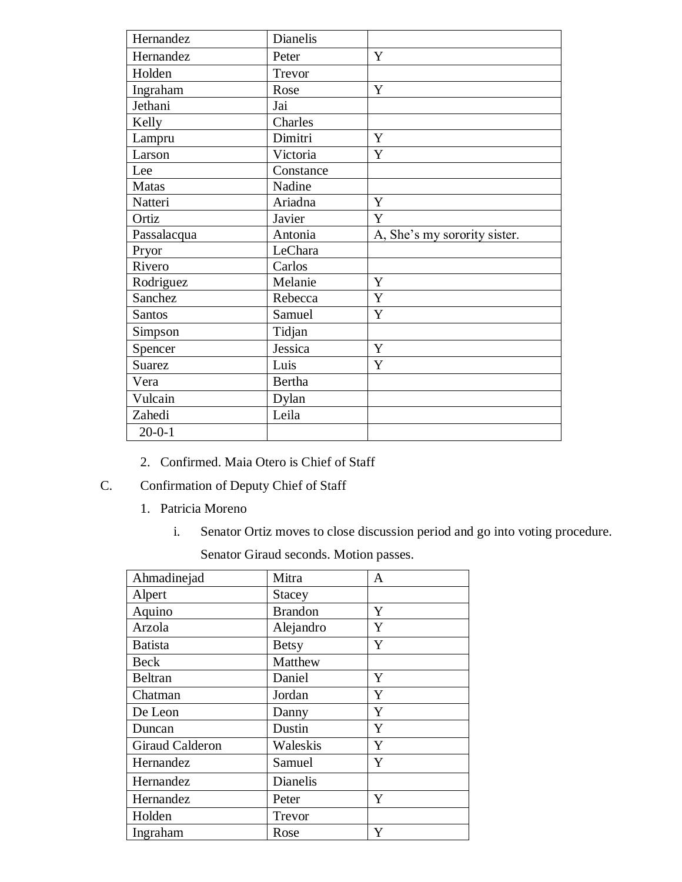| | | |
|---|---|---|
| Hernandez | Dianelis | |
| Hernandez | Peter | Y |
| Holden | Trevor | |
| Ingraham | Rose | Y |
| Jethani | Jai | |
| Kelly | Charles | |
| Lampru | Dimitri | Y |
| Larson | Victoria | Y |
| Lee | Constance | |
| Matas | Nadine | |
| Natteri | Ariadna | Y |
| Ortiz | Javier | Y |
| Passalacqua | Antonia | A, She's my sorority sister. |
| Pryor | LeChara | |
| Rivero | Carlos | |
| Rodriguez | Melanie | Y |
| Sanchez | Rebecca | Y |
| Santos | Samuel | Y |
| Simpson | Tidjan | |
| Spencer | Jessica | Y |
| Suarez | Luis | Y |
| Vera | Bertha | |
| Vulcain | Dylan | |
| Zahedi | Leila | |
| 20-0-1 | | |

2. Confirmed. Maia Otero is Chief of Staff

C. Confirmation of Deputy Chief of Staff

1. Patricia Moreno

   i. Senator Ortiz moves to close discussion period and go into voting procedure. Senator Giraud seconds. Motion passes.

| | | |
|---|---|---|
| Ahmadinejad | Mitra | A |
| Alpert | Stacey | |
| Aquino | Brandon | Y |
| Arzola | Alejandro | Y |
| Batista | Betsy | Y |
| Beck | Matthew | |
| Beltran | Daniel | Y |
| Chatman | Jordan | Y |
| De Leon | Danny | Y |
| Duncan | Dustin | Y |
| Giraud Calderon | Waleskis | Y |
| Hernandez | Samuel | Y |
| Hernandez | Dianelis | |
| Hernandez | Peter | Y |
| Holden | Trevor | |
| Ingraham | Rose | Y |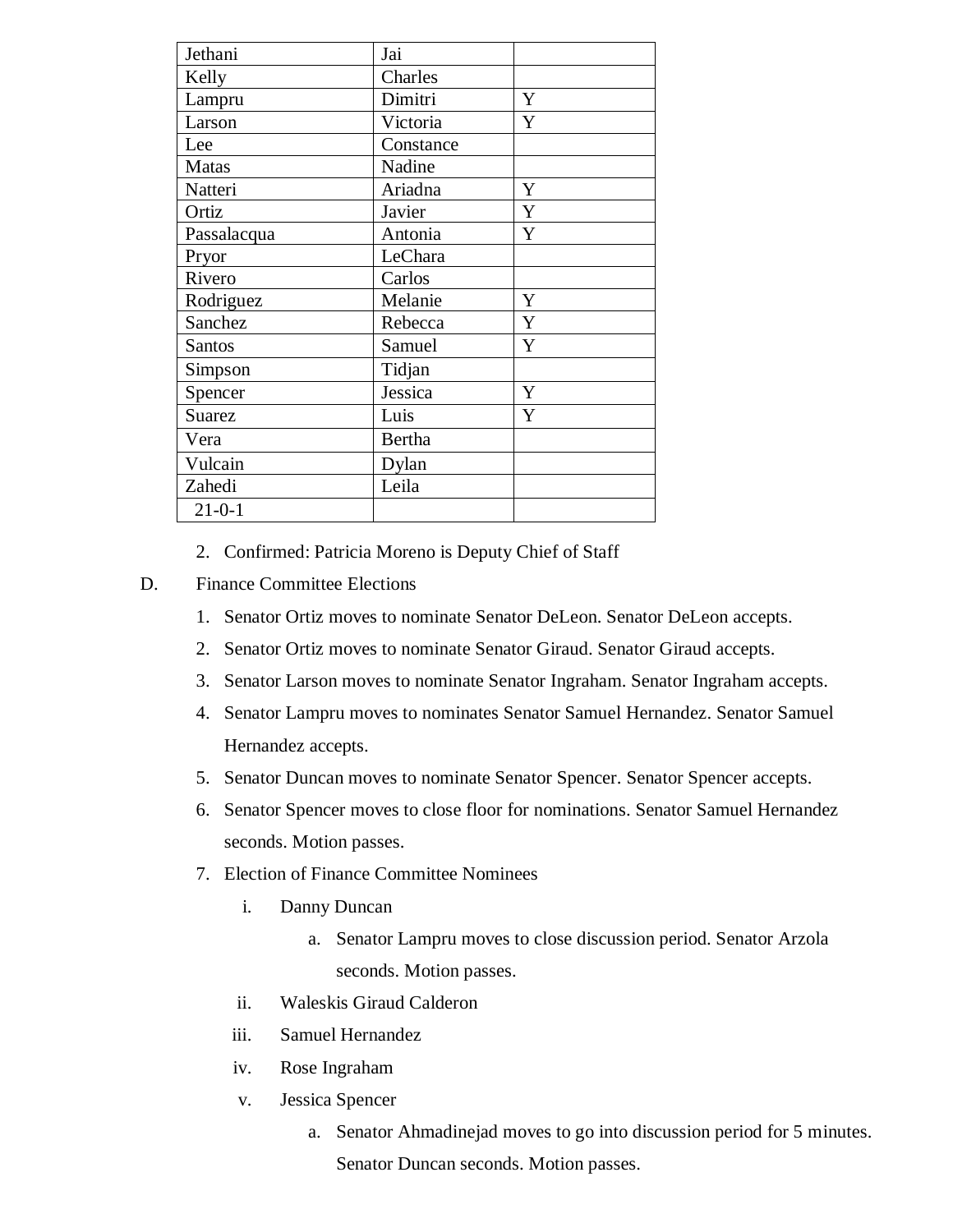| Jethani | Jai | |
|---|---|---|
| Kelly | Charles | |
| Lampru | Dimitri | Y |
| Larson | Victoria | Y |
| Lee | Constance | |
| Matas | Nadine | |
| Natteri | Ariadna | Y |
| Ortiz | Javier | Y |
| Passalacqua | Antonia | Y |
| Pryor | LeChara | |
| Rivero | Carlos | |
| Rodriguez | Melanie | Y |
| Sanchez | Rebecca | Y |
| Santos | Samuel | Y |
| Simpson | Tidjan | |
| Spencer | Jessica | Y |
| Suarez | Luis | Y |
| Vera | Bertha | |
| Vulcain | Dylan | |
| Zahedi | Leila | |
| 21-0-1 | | |

2. Confirmed: Patricia Moreno is Deputy Chief of Staff

D. Finance Committee Elections

1. Senator Ortiz moves to nominate Senator DeLeon. Senator DeLeon accepts.
2. Senator Ortiz moves to nominate Senator Giraud. Senator Giraud accepts.
3. Senator Larson moves to nominate Senator Ingraham. Senator Ingraham accepts.
4. Senator Lampru moves to nominates Senator Samuel Hernandez. Senator Samuel Hernandez accepts.
5. Senator Duncan moves to nominate Senator Spencer. Senator Spencer accepts.
6. Senator Spencer moves to close floor for nominations. Senator Samuel Hernandez seconds. Motion passes.
7. Election of Finance Committee Nominees
   i. Danny Duncan
      a. Senator Lampru moves to close discussion period. Senator Arzola seconds. Motion passes.
   ii. Waleskis Giraud Calderon
   iii. Samuel Hernandez
   iv. Rose Ingraham
   v. Jessica Spencer
      a. Senator Ahmadinejad moves to go into discussion period for 5 minutes. Senator Duncan seconds. Motion passes.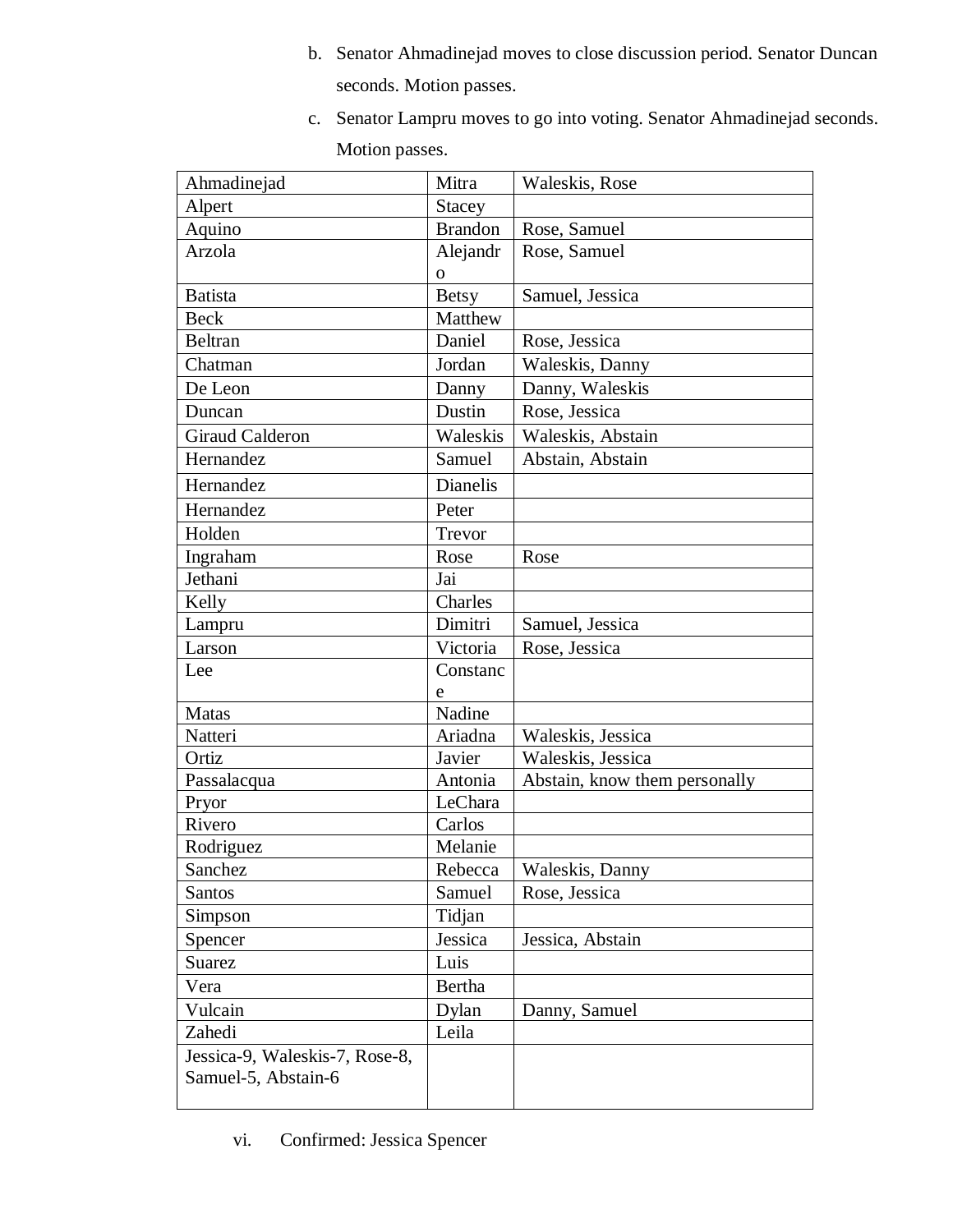b. Senator Ahmadinejad moves to close discussion period. Senator Duncan seconds. Motion passes.

c. Senator Lampru moves to go into voting. Senator Ahmadinejad seconds. Motion passes.

| | | |
|---|---|---|
| Ahmadinejad | Mitra | Waleskis, Rose |
| Alpert | Stacey | |
| Aquino | Brandon | Rose, Samuel |
| Arzola | Alejandro | Rose, Samuel |
| Batista | Betsy | Samuel, Jessica |
| Beck | Matthew | |
| Beltran | Daniel | Rose, Jessica |
| Chatman | Jordan | Waleskis, Danny |
| De Leon | Danny | Danny, Waleskis |
| Duncan | Dustin | Rose, Jessica |
| Giraud Calderon | Waleskis | Waleskis, Abstain |
| Hernandez | Samuel | Abstain, Abstain |
| Hernandez | Dianelis | |
| Hernandez | Peter | |
| Holden | Trevor | |
| Ingraham | Rose | Rose |
| Jethani | Jai | |
| Kelly | Charles | |
| Lampru | Dimitri | Samuel, Jessica |
| Larson | Victoria | Rose, Jessica |
| Lee | Constance | |
| Matas | Nadine | |
| Natteri | Ariadna | Waleskis, Jessica |
| Ortiz | Javier | Waleskis, Jessica |
| Passalacqua | Antonia | Abstain, know them personally |
| Pryor | LeChara | |
| Rivero | Carlos | |
| Rodriguez | Melanie | |
| Sanchez | Rebecca | Waleskis, Danny |
| Santos | Samuel | Rose, Jessica |
| Simpson | Tidjan | |
| Spencer | Jessica | Jessica, Abstain |
| Suarez | Luis | |
| Vera | Bertha | |
| Vulcain | Dylan | Danny, Samuel |
| Zahedi | Leila | |
| Jessica-9, Waleskis-7, Rose-8, Samuel-5, Abstain-6 | | |

vi. Confirmed: Jessica Spencer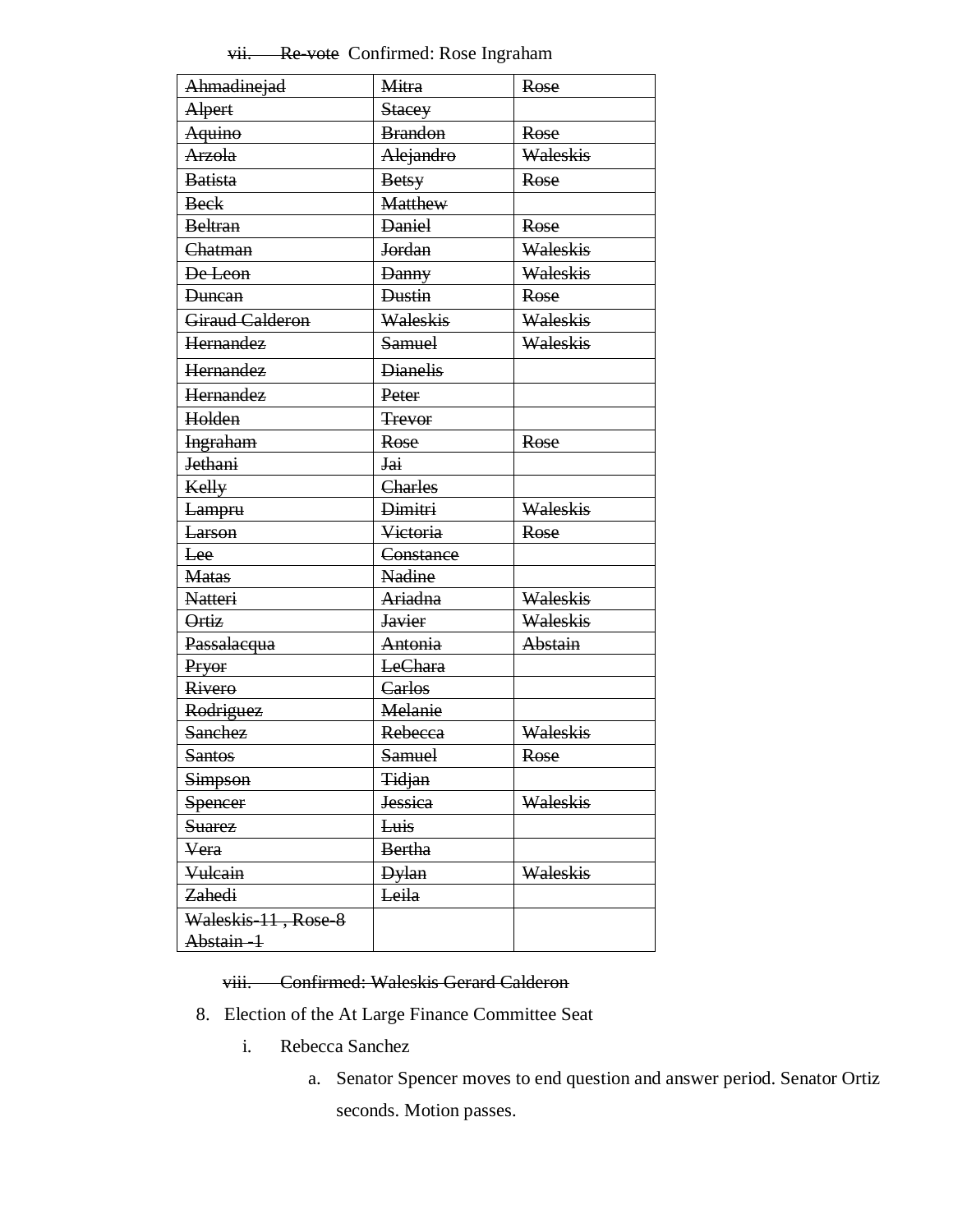vii. ~~Re-vote~~ Confirmed: Rose Ingraham

| ~~Ahmadinejad~~ | ~~Mitra~~ | ~~Rose~~ |
|---|---|---|
| ~~Alpert~~ | ~~Stacey~~ | |
| ~~Aquino~~ | ~~Brandon~~ | ~~Rose~~ |
| ~~Arzola~~ | ~~Alejandro~~ | ~~Waleskis~~ |
| ~~Batista~~ | ~~Betsy~~ | ~~Rose~~ |
| ~~Beck~~ | ~~Matthew~~ | |
| ~~Beltran~~ | ~~Daniel~~ | ~~Rose~~ |
| ~~Chatman~~ | ~~Jordan~~ | ~~Waleskis~~ |
| ~~De Leon~~ | ~~Danny~~ | ~~Waleskis~~ |
| ~~Duncan~~ | ~~Dustin~~ | ~~Rose~~ |
| ~~Giraud Calderon~~ | ~~Waleskis~~ | ~~Waleskis~~ |
| ~~Hernandez~~ | ~~Samuel~~ | ~~Waleskis~~ |
| ~~Hernandez~~ | ~~Dianelis~~ | |
| ~~Hernandez~~ | ~~Peter~~ | |
| ~~Holden~~ | ~~Trevor~~ | |
| ~~Ingraham~~ | ~~Rose~~ | ~~Rose~~ |
| ~~Jethani~~ | ~~Jai~~ | |
| ~~Kelly~~ | ~~Charles~~ | |
| ~~Lampru~~ | ~~Dimitri~~ | ~~Waleskis~~ |
| ~~Larson~~ | ~~Victoria~~ | ~~Rose~~ |
| ~~Lee~~ | ~~Constance~~ | |
| ~~Matas~~ | ~~Nadine~~ | |
| ~~Natteri~~ | ~~Ariadna~~ | ~~Waleskis~~ |
| ~~Ortiz~~ | ~~Javier~~ | ~~Waleskis~~ |
| ~~Passalacqua~~ | ~~Antonia~~ | ~~Abstain~~ |
| ~~Pryor~~ | ~~LeChara~~ | |
| ~~Rivero~~ | ~~Carlos~~ | |
| ~~Rodriguez~~ | ~~Melanie~~ | |
| ~~Sanchez~~ | ~~Rebecca~~ | ~~Waleskis~~ |
| ~~Santos~~ | ~~Samuel~~ | ~~Rose~~ |
| ~~Simpson~~ | ~~Tidjan~~ | |
| ~~Spencer~~ | ~~Jessica~~ | ~~Waleskis~~ |
| ~~Suarez~~ | ~~Luis~~ | |
| ~~Vera~~ | ~~Bertha~~ | |
| ~~Vulcain~~ | ~~Dylan~~ | ~~Waleskis~~ |
| ~~Zahedi~~ | ~~Leila~~ | |
| ~~Waleskis-11 , Rose-8 Abstain -1~~ | | |

viii. ~~Confirmed: Waleskis Gerard Calderon~~

8. Election of the At Large Finance Committee Seat
   i. Rebecca Sanchez
      a. Senator Spencer moves to end question and answer period. Senator Ortiz seconds. Motion passes.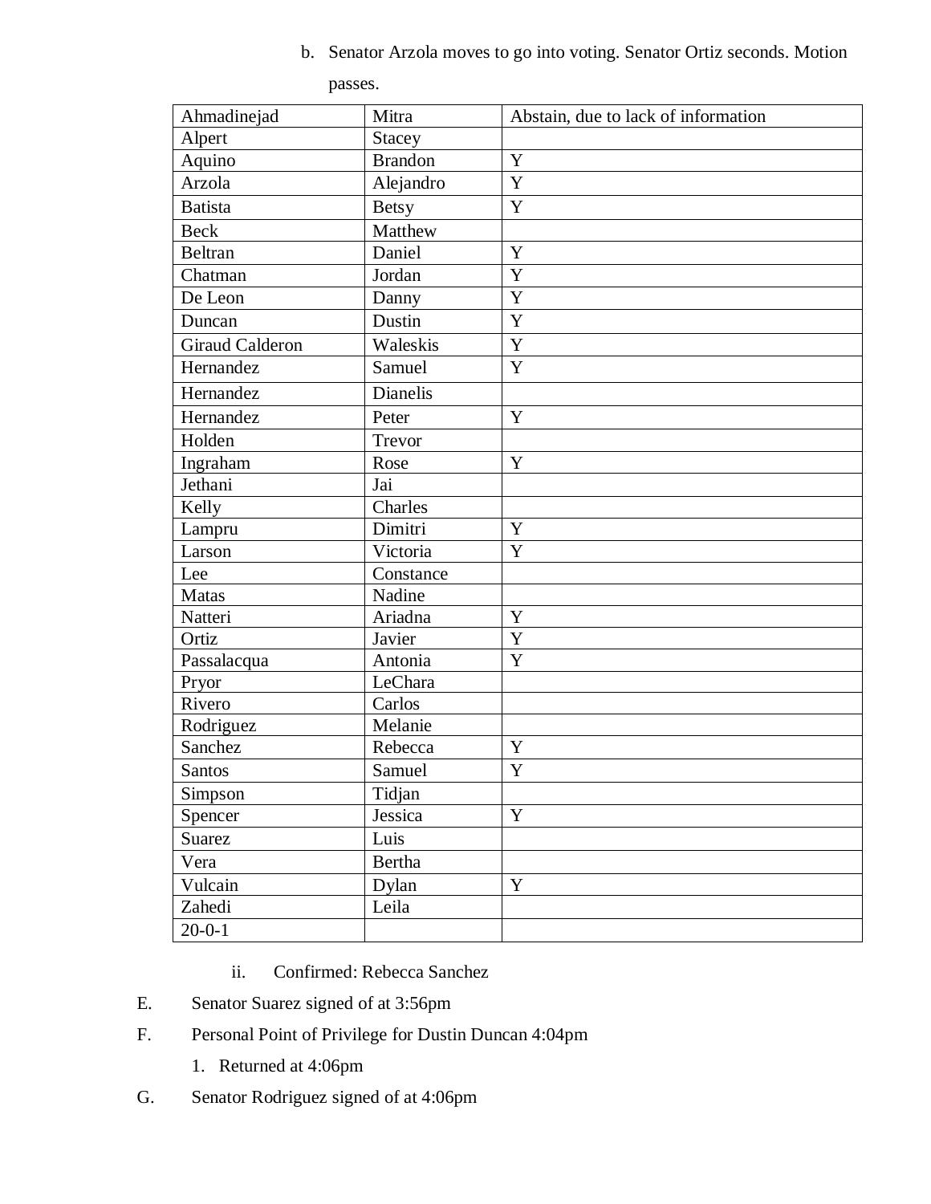b. Senator Arzola moves to go into voting. Senator Ortiz seconds. Motion passes.

| Ahmadinejad | Mitra | Abstain, due to lack of information |
|---|---|---|
| Alpert | Stacey | |
| Aquino | Brandon | Y |
| Arzola | Alejandro | Y |
| Batista | Betsy | Y |
| Beck | Matthew | |
| Beltran | Daniel | Y |
| Chatman | Jordan | Y |
| De Leon | Danny | Y |
| Duncan | Dustin | Y |
| Giraud Calderon | Waleskis | Y |
| Hernandez | Samuel | Y |
| Hernandez | Dianelis | |
| Hernandez | Peter | Y |
| Holden | Trevor | |
| Ingraham | Rose | Y |
| Jethani | Jai | |
| Kelly | Charles | |
| Lampru | Dimitri | Y |
| Larson | Victoria | Y |
| Lee | Constance | |
| Matas | Nadine | |
| Natteri | Ariadna | Y |
| Ortiz | Javier | Y |
| Passalacqua | Antonia | Y |
| Pryor | LeChara | |
| Rivero | Carlos | |
| Rodriguez | Melanie | |
| Sanchez | Rebecca | Y |
| Santos | Samuel | Y |
| Simpson | Tidjan | |
| Spencer | Jessica | Y |
| Suarez | Luis | |
| Vera | Bertha | |
| Vulcain | Dylan | Y |
| Zahedi | Leila | |
| 20-0-1 | | |

ii. Confirmed: Rebecca Sanchez

E. Senator Suarez signed of at 3:56pm

F. Personal Point of Privilege for Dustin Duncan 4:04pm

1. Returned at 4:06pm

G. Senator Rodriguez signed of at 4:06pm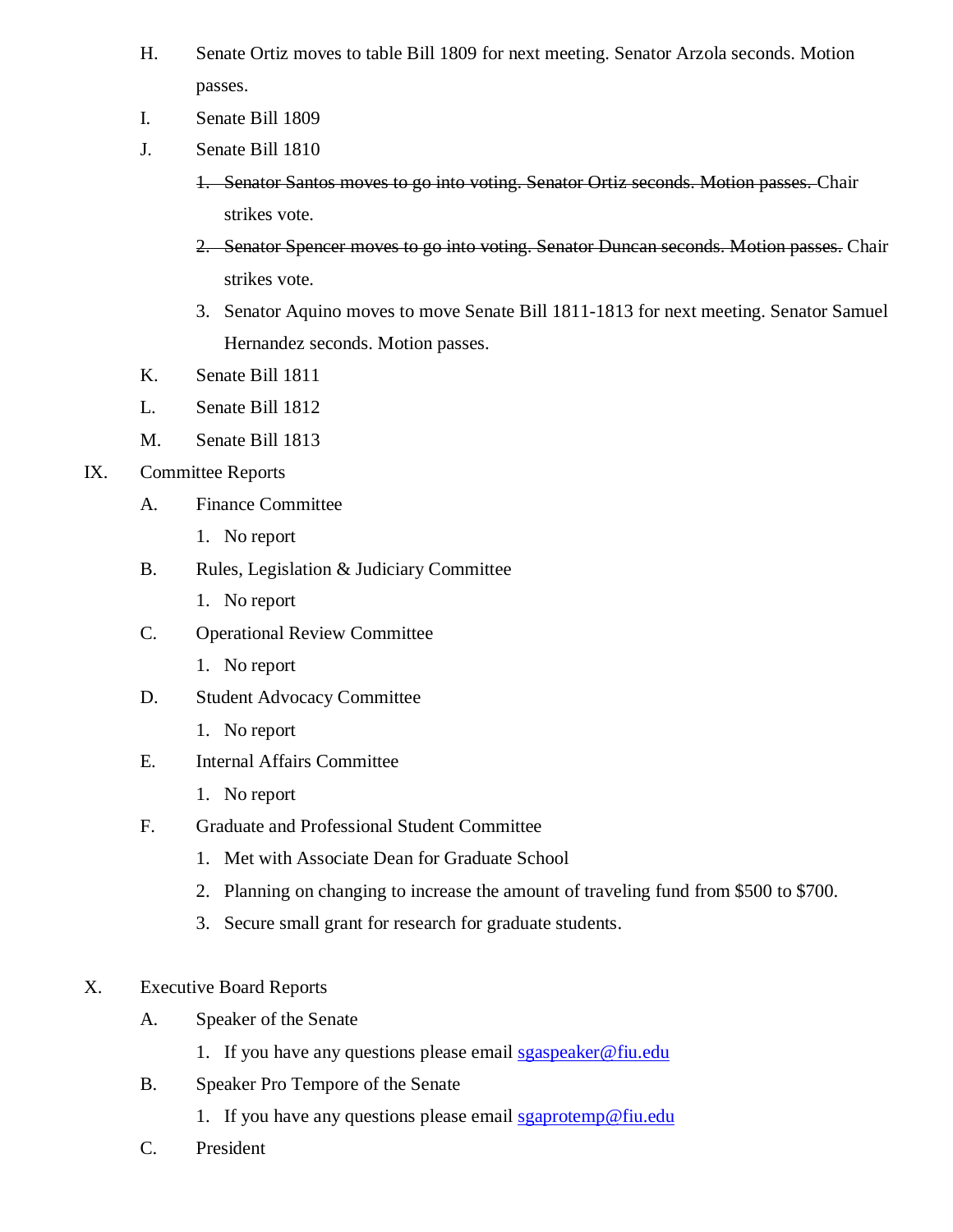H. Senate Ortiz moves to table Bill 1809 for next meeting. Senator Arzola seconds. Motion passes.

I. Senate Bill 1809

J. Senate Bill 1810

   1. ~~Senator Santos moves to go into voting. Senator Ortiz seconds. Motion passes.~~ Chair strikes vote.
   2. ~~Senator Spencer moves to go into voting. Senator Duncan seconds. Motion passes.~~ Chair strikes vote.
   3. Senator Aquino moves to move Senate Bill 1811-1813 for next meeting. Senator Samuel Hernandez seconds. Motion passes.

K. Senate Bill 1811

L. Senate Bill 1812

M. Senate Bill 1813

IX. Committee Reports

A. Finance Committee

   1. No report

B. Rules, Legislation & Judiciary Committee

   1. No report

C. Operational Review Committee

   1. No report

D. Student Advocacy Committee

   1. No report

E. Internal Affairs Committee

   1. No report

F. Graduate and Professional Student Committee

   1. Met with Associate Dean for Graduate School
   2. Planning on changing to increase the amount of traveling fund from $500 to $700.
   3. Secure small grant for research for graduate students.

X. Executive Board Reports

A. Speaker of the Senate

   1. If you have any questions please email [sgaspeaker@fiu.edu](mailto:sgaspeaker@fiu.edu)

B. Speaker Pro Tempore of the Senate

   1. If you have any questions please email [sgaprotemp@fiu.edu](mailto:sgaprotemp@fiu.edu)

C. President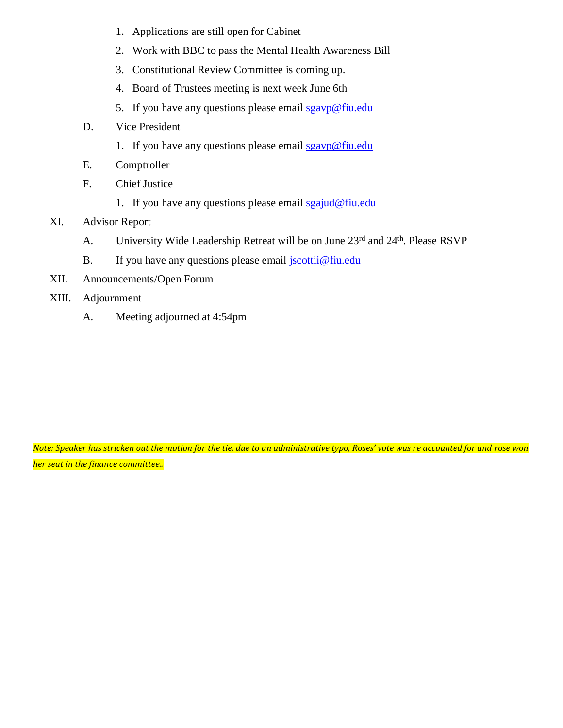1. Applications are still open for Cabinet
2. Work with BBC to pass the Mental Health Awareness Bill
3. Constitutional Review Committee is coming up.
4. Board of Trustees meeting is next week June 6th
5. If you have any questions please email sgavp@fiu.edu

D. Vice President

1. If you have any questions please email sgavp@fiu.edu

E. Comptroller

F. Chief Justice

1. If you have any questions please email sgajud@fiu.edu

XI. Advisor Report

A. University Wide Leadership Retreat will be on June 23rd and 24th. Please RSVP

B. If you have any questions please email jscottii@fiu.edu

XII. Announcements/Open Forum

XIII. Adjournment

A. Meeting adjourned at 4:54pm

*Note: Speaker has stricken out the motion for the tie, due to an administrative typo, Roses' vote was re accounted for and rose won her seat in the finance committee..*